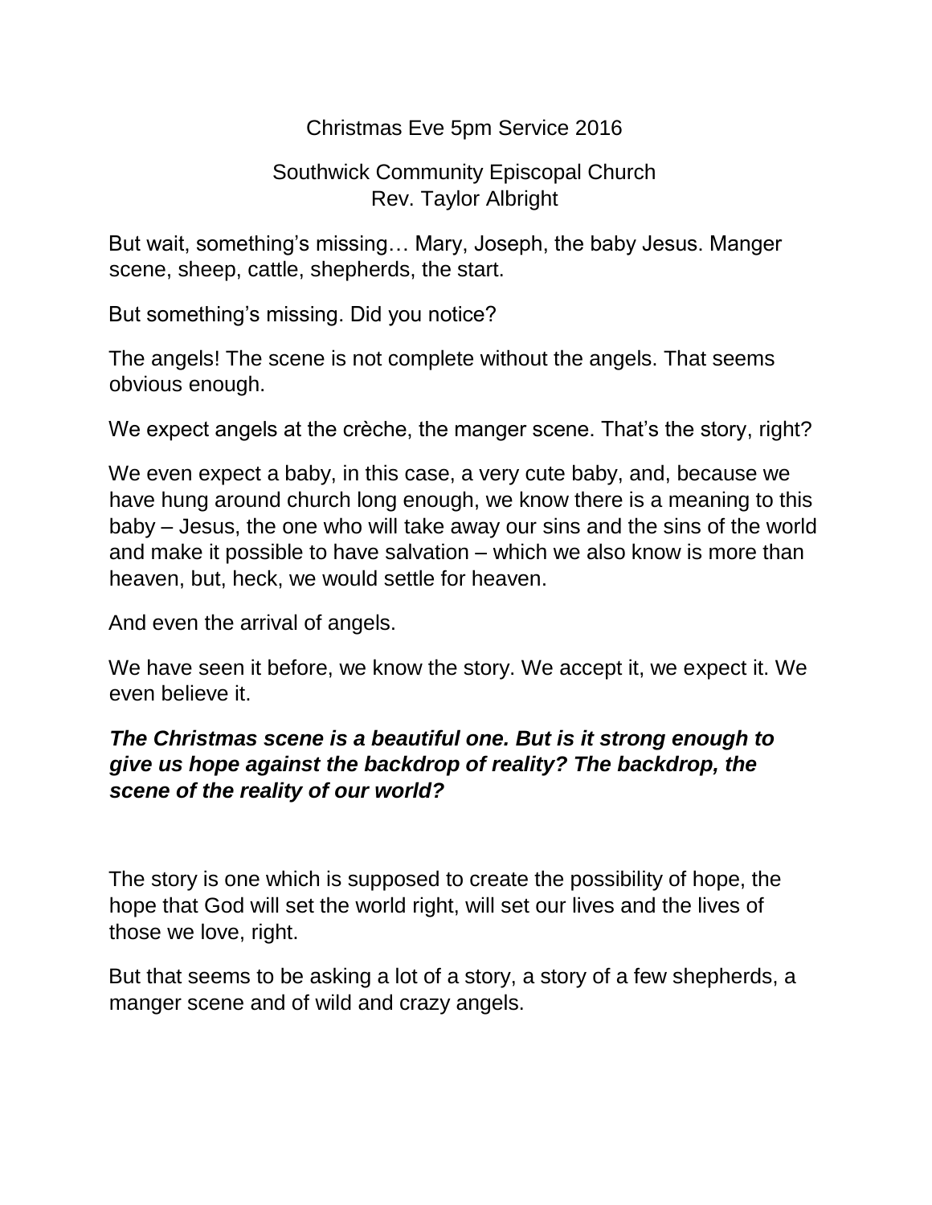Christmas Eve 5pm Service 2016

Southwick Community Episcopal Church
Rev. Taylor Albright

But wait, something's missing… Mary, Joseph, the baby Jesus. Manger scene, sheep, cattle, shepherds, the start.

But something's missing. Did you notice?

The angels! The scene is not complete without the angels. That seems obvious enough.

We expect angels at the crèche, the manger scene. That's the story, right?

We even expect a baby, in this case, a very cute baby, and, because we have hung around church long enough, we know there is a meaning to this baby – Jesus, the one who will take away our sins and the sins of the world and make it possible to have salvation – which we also know is more than heaven, but, heck, we would settle for heaven.

And even the arrival of angels.

We have seen it before, we know the story. We accept it, we expect it. We even believe it.

***The Christmas scene is a beautiful one. But is it strong enough to give us hope against the backdrop of reality? The backdrop, the scene of the reality of our world?***

The story is one which is supposed to create the possibility of hope, the hope that God will set the world right, will set our lives and the lives of those we love, right.

But that seems to be asking a lot of a story, a story of a few shepherds, a manger scene and of wild and crazy angels.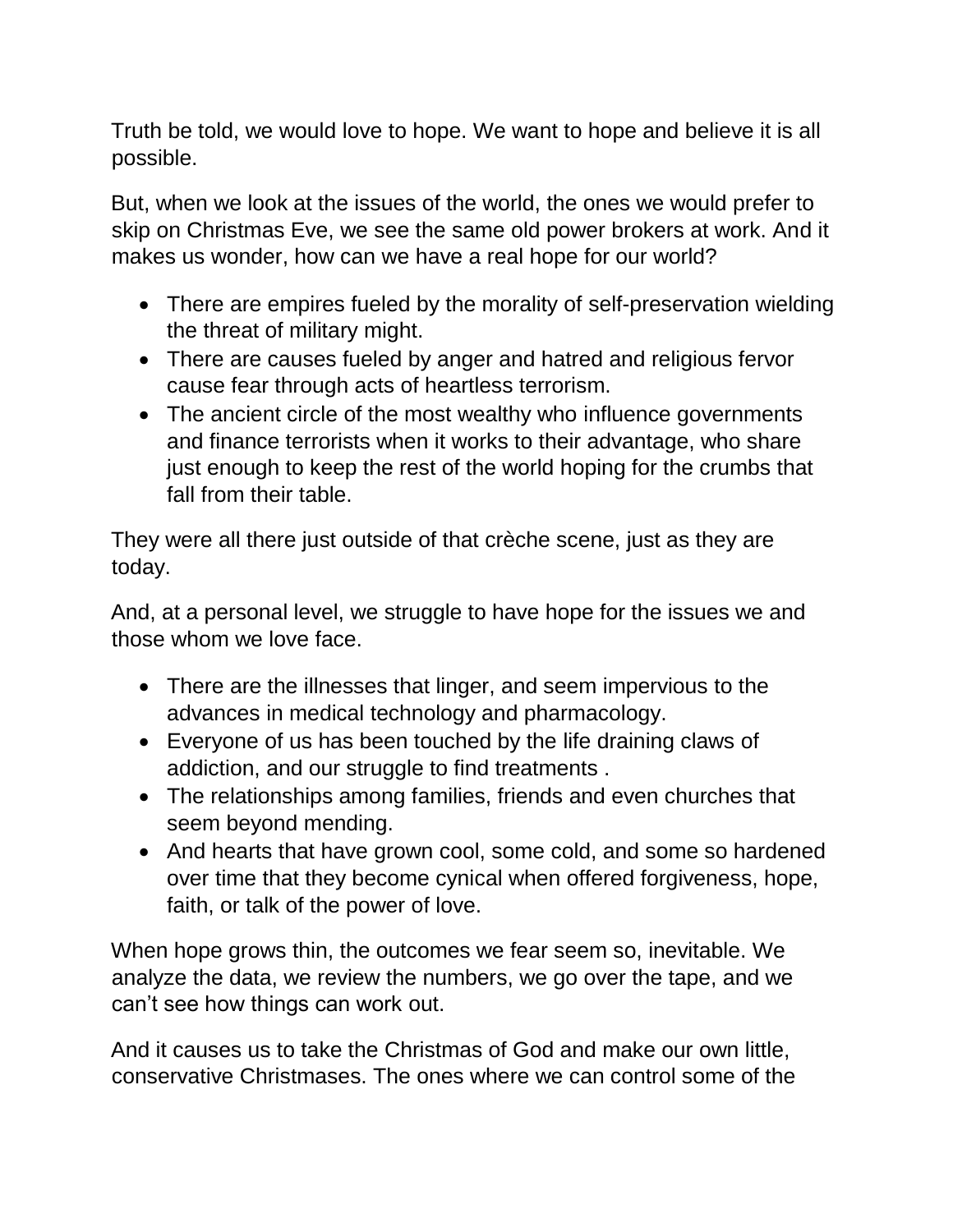Truth be told, we would love to hope. We want to hope and believe it is all possible.

But, when we look at the issues of the world, the ones we would prefer to skip on Christmas Eve, we see the same old power brokers at work. And it makes us wonder, how can we have a real hope for our world?

- There are empires fueled by the morality of self-preservation wielding the threat of military might.
- There are causes fueled by anger and hatred and religious fervor cause fear through acts of heartless terrorism.
- The ancient circle of the most wealthy who influence governments and finance terrorists when it works to their advantage, who share just enough to keep the rest of the world hoping for the crumbs that fall from their table.

They were all there just outside of that crèche scene, just as they are today.

And, at a personal level, we struggle to have hope for the issues we and those whom we love face.

- There are the illnesses that linger, and seem impervious to the advances in medical technology and pharmacology.
- Everyone of us has been touched by the life draining claws of addiction, and our struggle to find treatments .
- The relationships among families, friends and even churches that seem beyond mending.
- And hearts that have grown cool, some cold, and some so hardened over time that they become cynical when offered forgiveness, hope, faith, or talk of the power of love.

When hope grows thin, the outcomes we fear seem so, inevitable. We analyze the data, we review the numbers, we go over the tape, and we can't see how things can work out.

And it causes us to take the Christmas of God and make our own little, conservative Christmases. The ones where we can control some of the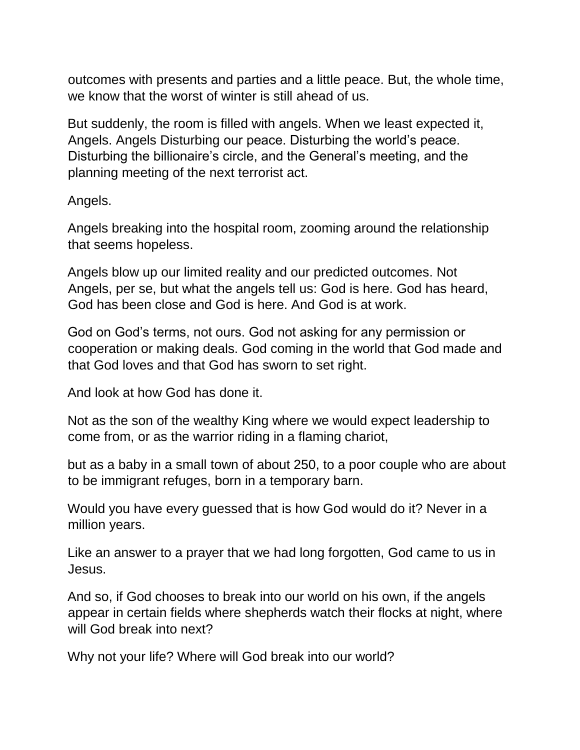outcomes with presents and parties and a little peace. But, the whole time, we know that the worst of winter is still ahead of us.

But suddenly, the room is filled with angels. When we least expected it, Angels. Angels Disturbing our peace. Disturbing the world's peace. Disturbing the billionaire's circle, and the General's meeting, and the planning meeting of the next terrorist act.

Angels.

Angels breaking into the hospital room, zooming around the relationship that seems hopeless.

Angels blow up our limited reality and our predicted outcomes. Not Angels, per se, but what the angels tell us: God is here. God has heard, God has been close and God is here. And God is at work.

God on God's terms, not ours. God not asking for any permission or cooperation or making deals. God coming in the world that God made and that God loves and that God has sworn to set right.

And look at how God has done it.

Not as the son of the wealthy King where we would expect leadership to come from, or as the warrior riding in a flaming chariot,

but as a baby in a small town of about 250, to a poor couple who are about to be immigrant refuges, born in a temporary barn.

Would you have every guessed that is how God would do it? Never in a million years.

Like an answer to a prayer that we had long forgotten, God came to us in Jesus.

And so, if God chooses to break into our world on his own, if the angels appear in certain fields where shepherds watch their flocks at night, where will God break into next?

Why not your life? Where will God break into our world?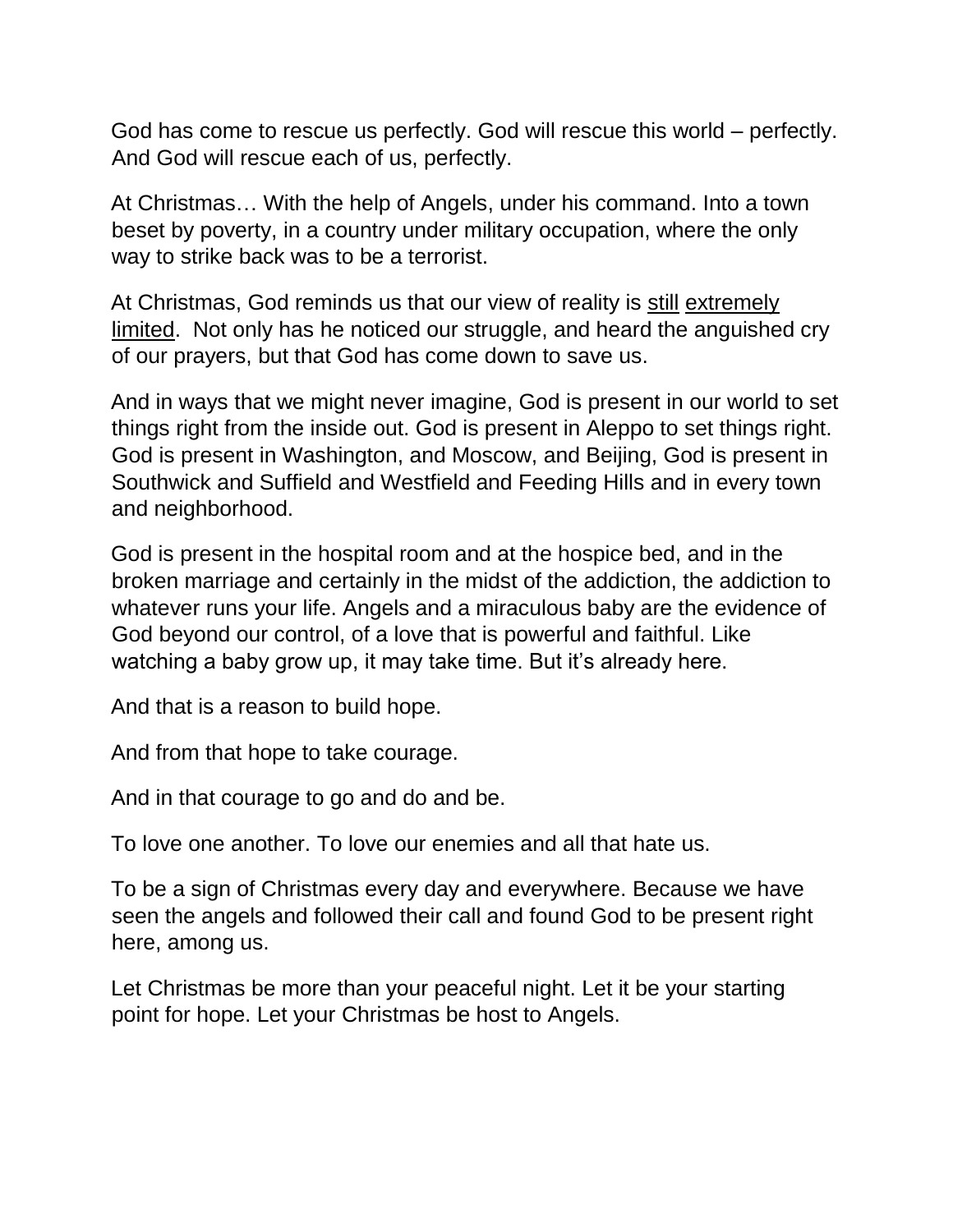God has come to rescue us perfectly. God will rescue this world – perfectly. And God will rescue each of us, perfectly.

At Christmas… With the help of Angels, under his command. Into a town beset by poverty, in a country under military occupation, where the only way to strike back was to be a terrorist.

At Christmas, God reminds us that our view of reality is <u>still</u> <u>extremely limited</u>. Not only has he noticed our struggle, and heard the anguished cry of our prayers, but that God has come down to save us.

And in ways that we might never imagine, God is present in our world to set things right from the inside out. God is present in Aleppo to set things right. God is present in Washington, and Moscow, and Beijing, God is present in Southwick and Suffield and Westfield and Feeding Hills and in every town and neighborhood.

God is present in the hospital room and at the hospice bed, and in the broken marriage and certainly in the midst of the addiction, the addiction to whatever runs your life. Angels and a miraculous baby are the evidence of God beyond our control, of a love that is powerful and faithful. Like watching a baby grow up, it may take time. But it's already here.

And that is a reason to build hope.

And from that hope to take courage.

And in that courage to go and do and be.

To love one another. To love our enemies and all that hate us.

To be a sign of Christmas every day and everywhere. Because we have seen the angels and followed their call and found God to be present right here, among us.

Let Christmas be more than your peaceful night. Let it be your starting point for hope. Let your Christmas be host to Angels.